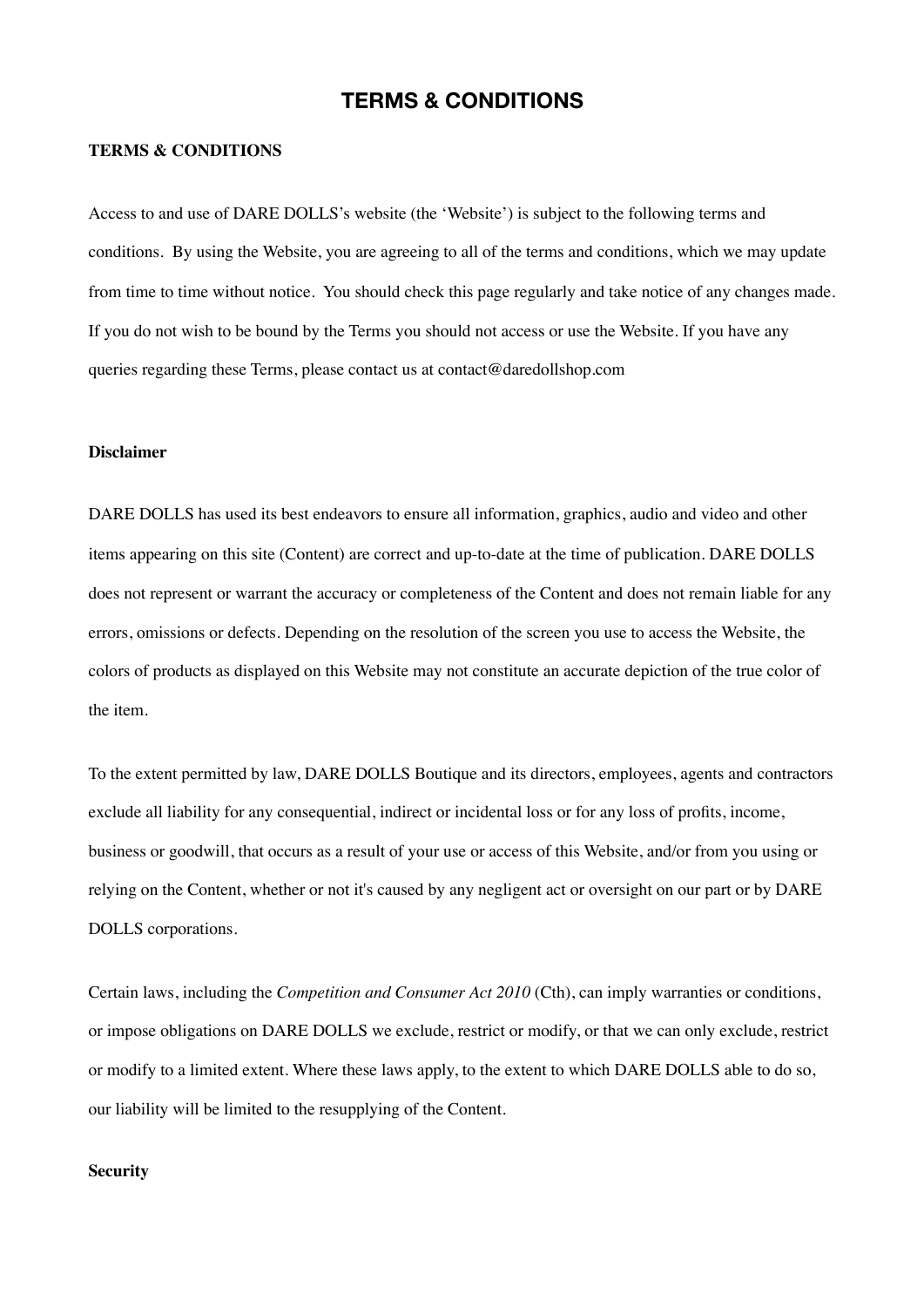# TERMS & CONDITIONS

**TERMS & CONDITIONS**

Access to and use of DARE DOLLS's website (the 'Website') is subject to the following terms and conditions. By using the Website, you are agreeing to all of the terms and conditions, which we may update from time to time without notice. You should check this page regularly and take notice of any changes made. If you do not wish to be bound by the Terms you should not access or use the Website. If you have any queries regarding these Terms, please contact us at contact@daredollshop.com

**Disclaimer**

DARE DOLLS has used its best endeavors to ensure all information, graphics, audio and video and other items appearing on this site (Content) are correct and up-to-date at the time of publication. DARE DOLLS does not represent or warrant the accuracy or completeness of the Content and does not remain liable for any errors, omissions or defects. Depending on the resolution of the screen you use to access the Website, the colors of products as displayed on this Website may not constitute an accurate depiction of the true color of the item.

To the extent permitted by law, DARE DOLLS Boutique and its directors, employees, agents and contractors exclude all liability for any consequential, indirect or incidental loss or for any loss of profits, income, business or goodwill, that occurs as a result of your use or access of this Website, and/or from you using or relying on the Content, whether or not it's caused by any negligent act or oversight on our part or by DARE DOLLS corporations.

Certain laws, including the *Competition and Consumer Act 2010* (Cth), can imply warranties or conditions, or impose obligations on DARE DOLLS we exclude, restrict or modify, or that we can only exclude, restrict or modify to a limited extent. Where these laws apply, to the extent to which DARE DOLLS able to do so, our liability will be limited to the resupplying of the Content.

**Security**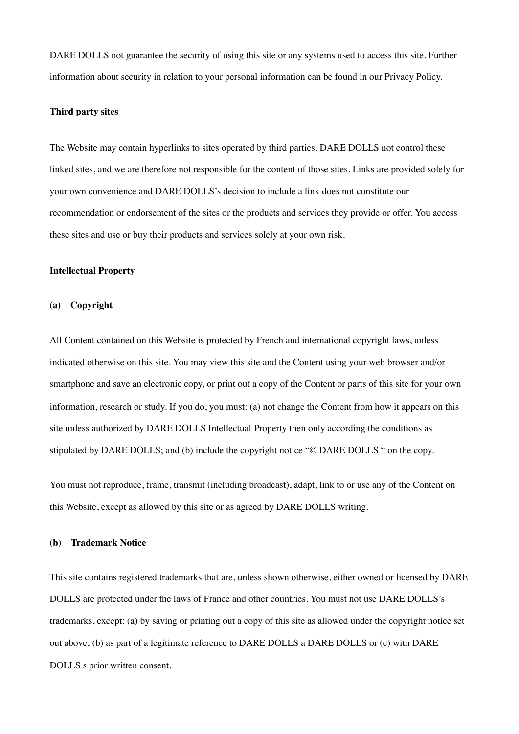DARE DOLLS not guarantee the security of using this site or any systems used to access this site. Further information about security in relation to your personal information can be found in our Privacy Policy.

**Third party sites**

The Website may contain hyperlinks to sites operated by third parties. DARE DOLLS not control these linked sites, and we are therefore not responsible for the content of those sites. Links are provided solely for your own convenience and DARE DOLLS's decision to include a link does not constitute our recommendation or endorsement of the sites or the products and services they provide or offer. You access these sites and use or buy their products and services solely at your own risk.

**Intellectual Property**

**(a) Copyright**

All Content contained on this Website is protected by French and international copyright laws, unless indicated otherwise on this site. You may view this site and the Content using your web browser and/or smartphone and save an electronic copy, or print out a copy of the Content or parts of this site for your own information, research or study. If you do, you must: (a) not change the Content from how it appears on this site unless authorized by DARE DOLLS Intellectual Property then only according the conditions as stipulated by DARE DOLLS; and (b) include the copyright notice "© DARE DOLLS " on the copy.

You must not reproduce, frame, transmit (including broadcast), adapt, link to or use any of the Content on this Website, except as allowed by this site or as agreed by DARE DOLLS writing.

**(b) Trademark Notice**

This site contains registered trademarks that are, unless shown otherwise, either owned or licensed by DARE DOLLS are protected under the laws of France and other countries. You must not use DARE DOLLS's trademarks, except: (a) by saving or printing out a copy of this site as allowed under the copyright notice set out above; (b) as part of a legitimate reference to DARE DOLLS a DARE DOLLS or (c) with DARE DOLLS s prior written consent.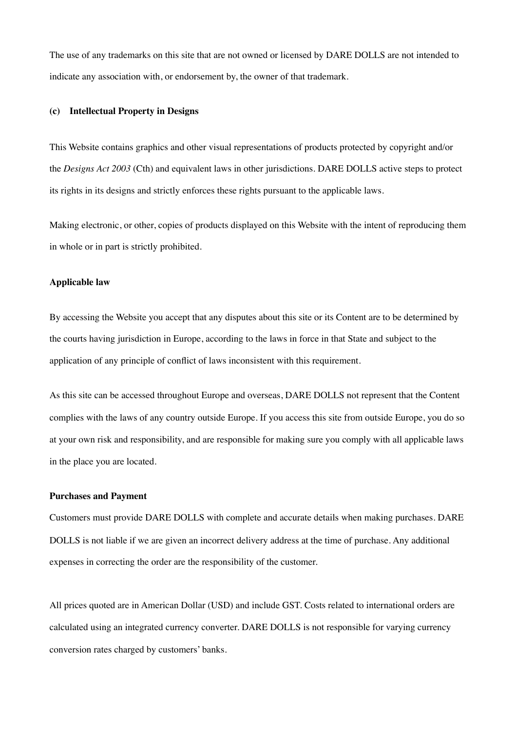The use of any trademarks on this site that are not owned or licensed by DARE DOLLS are not intended to indicate any association with, or endorsement by, the owner of that trademark.

**(c) Intellectual Property in Designs**

This Website contains graphics and other visual representations of products protected by copyright and/or the *Designs Act 2003* (Cth) and equivalent laws in other jurisdictions. DARE DOLLS active steps to protect its rights in its designs and strictly enforces these rights pursuant to the applicable laws.

Making electronic, or other, copies of products displayed on this Website with the intent of reproducing them in whole or in part is strictly prohibited.

**Applicable law**

By accessing the Website you accept that any disputes about this site or its Content are to be determined by the courts having jurisdiction in Europe, according to the laws in force in that State and subject to the application of any principle of conflict of laws inconsistent with this requirement.

As this site can be accessed throughout Europe and overseas, DARE DOLLS not represent that the Content complies with the laws of any country outside Europe. If you access this site from outside Europe, you do so at your own risk and responsibility, and are responsible for making sure you comply with all applicable laws in the place you are located.

**Purchases and Payment**

Customers must provide DARE DOLLS with complete and accurate details when making purchases. DARE DOLLS is not liable if we are given an incorrect delivery address at the time of purchase. Any additional expenses in correcting the order are the responsibility of the customer.

All prices quoted are in American Dollar (USD) and include GST. Costs related to international orders are calculated using an integrated currency converter. DARE DOLLS is not responsible for varying currency conversion rates charged by customers' banks.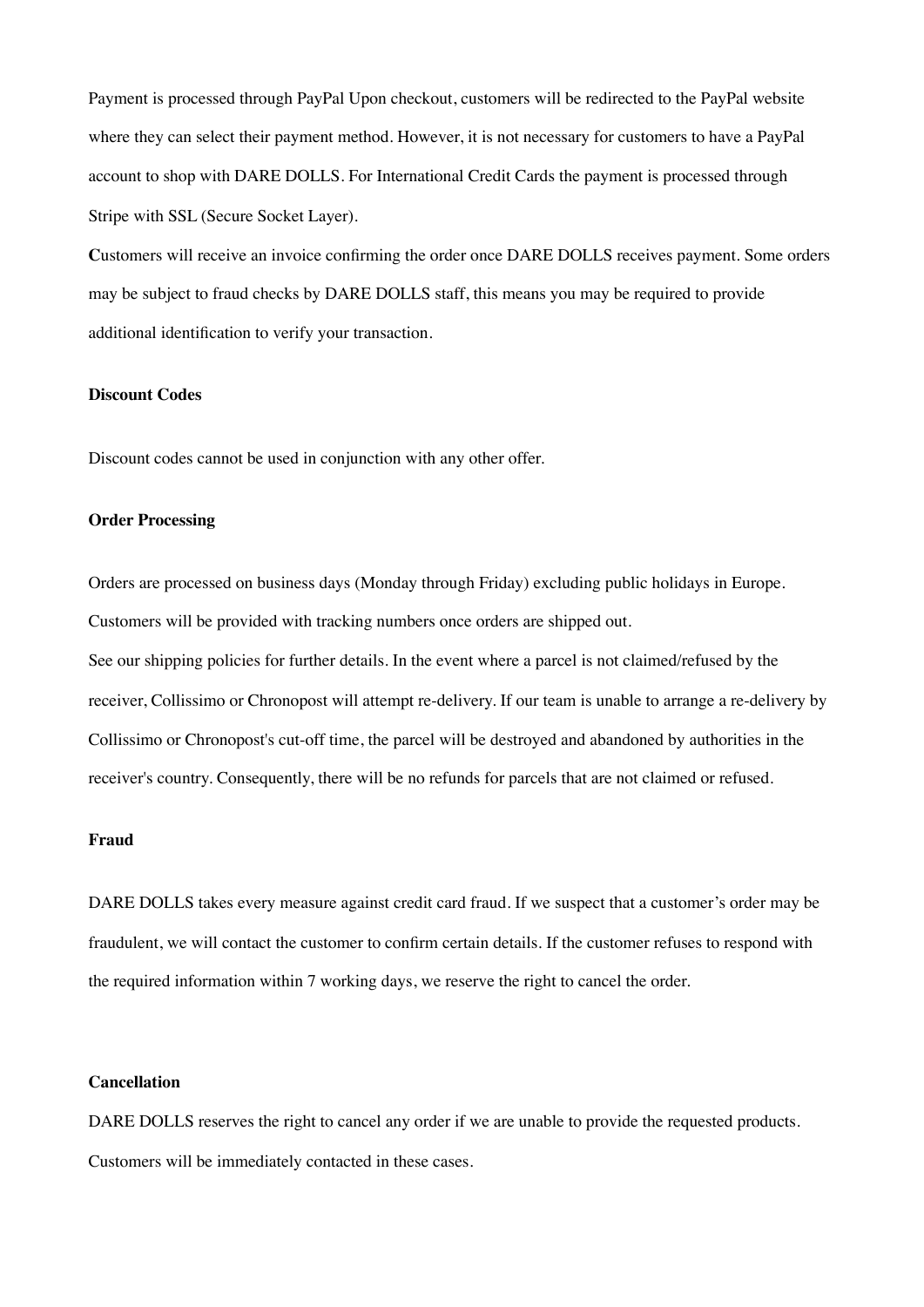Payment is processed through PayPal Upon checkout, customers will be redirected to the PayPal website where they can select their payment method. However, it is not necessary for customers to have a PayPal account to shop with DARE DOLLS. For International Credit Cards the payment is processed through Stripe with SSL (Secure Socket Layer).

**C**ustomers will receive an invoice confirming the order once DARE DOLLS receives payment. Some orders may be subject to fraud checks by DARE DOLLS staff, this means you may be required to provide additional identification to verify your transaction.

**Discount Codes**

Discount codes cannot be used in conjunction with any other offer.

**Order Processing**

Orders are processed on business days (Monday through Friday) excluding public holidays in Europe. Customers will be provided with tracking numbers once orders are shipped out.

See our shipping policies for further details. In the event where a parcel is not claimed/refused by the receiver, Collissimo or Chronopost will attempt re-delivery. If our team is unable to arrange a re-delivery by Collissimo or Chronopost's cut-off time, the parcel will be destroyed and abandoned by authorities in the receiver's country. Consequently, there will be no refunds for parcels that are not claimed or refused.

**Fraud**

DARE DOLLS takes every measure against credit card fraud. If we suspect that a customer's order may be fraudulent, we will contact the customer to confirm certain details. If the customer refuses to respond with the required information within 7 working days, we reserve the right to cancel the order.

**Cancellation**

DARE DOLLS reserves the right to cancel any order if we are unable to provide the requested products. Customers will be immediately contacted in these cases.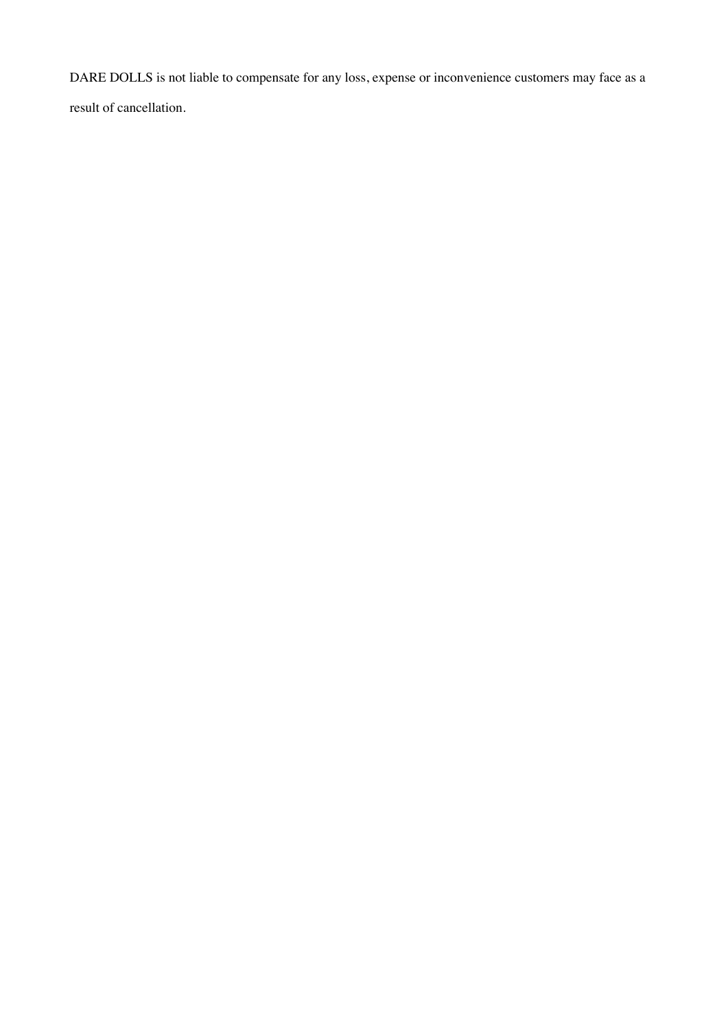DARE DOLLS is not liable to compensate for any loss, expense or inconvenience customers may face as a result of cancellation.